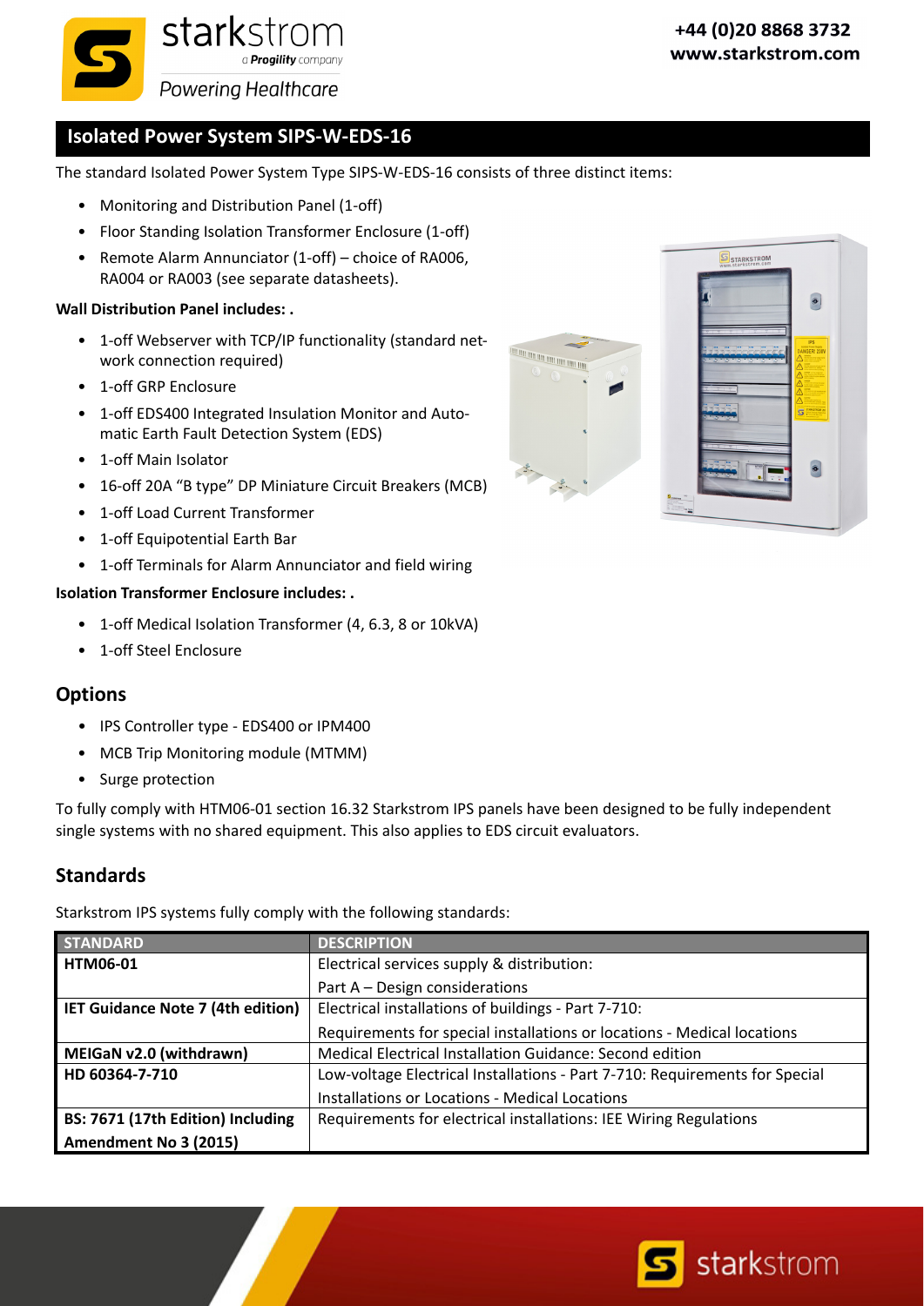# Isolated Power System SIPS-W-EDS-16

The standard Isolated Power System Type SIPS-W-EDS-16 consists of three distinct items:

- Monitoring and Distribution Panel (1-off)
- Floor Standing Isolation Transformer Enclosure (1-off)
- Remote Alarm Annunciator (1-off) – choice of RA006, RA004 or RA003 (see separate datasheets).

**Wall Distribution Panel includes: .**

- 1-off Webserver with TCP/IP functionality (standard network connection required)
- 1-off GRP Enclosure
- 1-off EDS400 Integrated Insulation Monitor and Automatic Earth Fault Detection System (EDS)
- 1-off Main Isolator
- 16-off 20A "B type" DP Miniature Circuit Breakers (MCB)
- 1-off Load Current Transformer
- 1-off Equipotential Earth Bar
- 1-off Terminals for Alarm Annunciator and field wiring

**Isolation Transformer Enclosure includes: .**

- 1-off Medical Isolation Transformer (4, 6.3, 8 or 10kVA)
- 1-off Steel Enclosure

## Options

- IPS Controller type - EDS400 or IPM400
- MCB Trip Monitoring module (MTMM)
- Surge protection

To fully comply with HTM06-01 section 16.32 Starkstrom IPS panels have been designed to be fully independent single systems with no shared equipment. This also applies to EDS circuit evaluators.

## Standards

Starkstrom IPS systems fully comply with the following standards:

| STANDARD | DESCRIPTION |
|---|---|
| **HTM06-01** | Electrical services supply & distribution: Part A – Design considerations |
| **IET Guidance Note 7 (4th edition)** | Electrical installations of buildings - Part 7-710: Requirements for special installations or locations - Medical locations |
| **MEIGaN v2.0 (withdrawn)** | Medical Electrical Installation Guidance: Second edition |
| **HD 60364-7-710** | Low-voltage Electrical Installations - Part 7-710: Requirements for Special Installations or Locations - Medical Locations |
| **BS: 7671 (17th Edition) Including Amendment No 3 (2015)** | Requirements for electrical installations: IEE Wiring Regulations |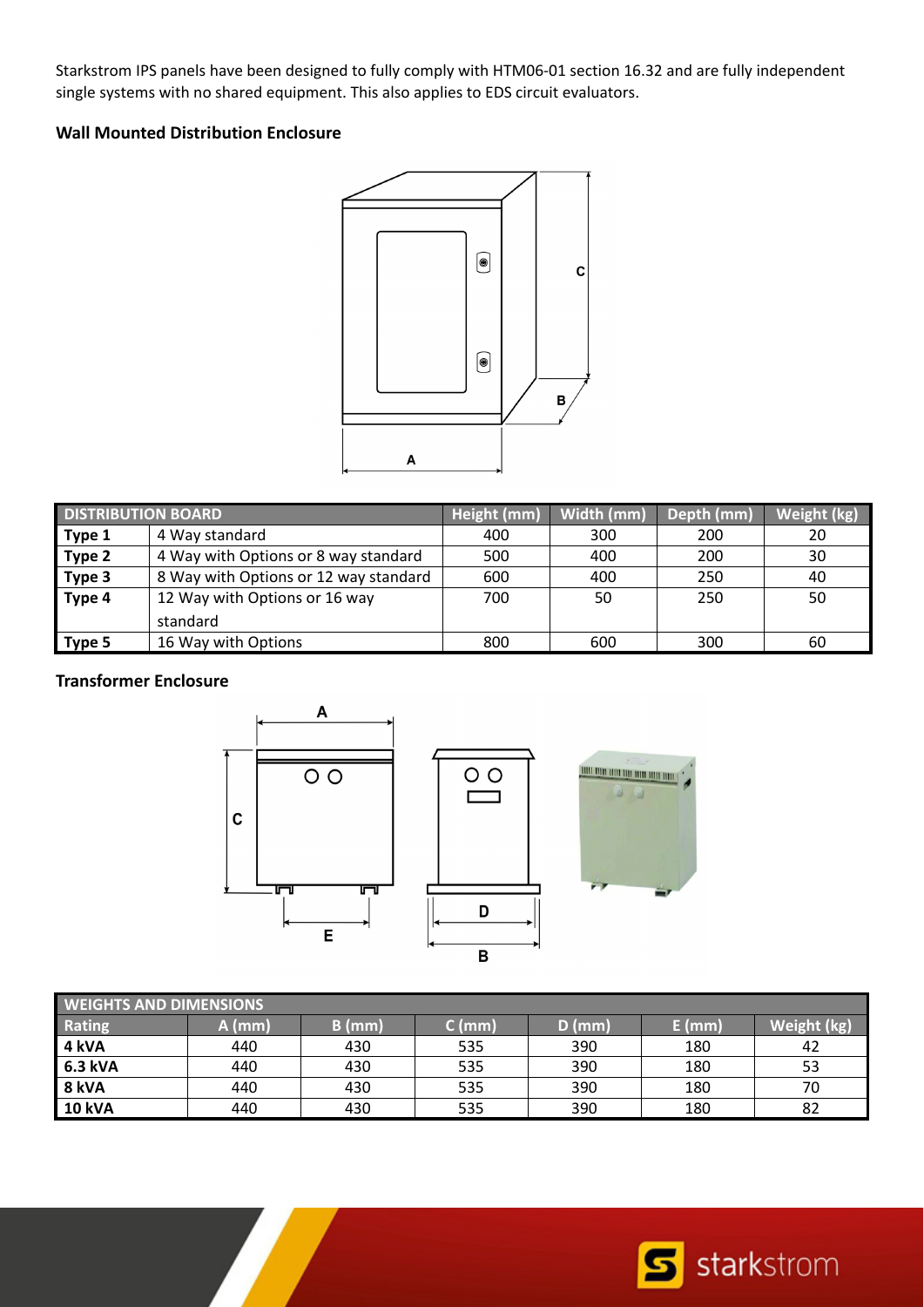Starkstrom IPS panels have been designed to fully comply with HTM06-01 section 16.32 and are fully independent single systems with no shared equipment. This also applies to EDS circuit evaluators.

### Wall Mounted Distribution Enclosure

| DISTRIBUTION BOARD | | Height (mm) | Width (mm) | Depth (mm) | Weight (kg) |
|---|---|---|---|---|---|
| **Type 1** | 4 Way standard | 400 | 300 | 200 | 20 |
| **Type 2** | 4 Way with Options or 8 way standard | 500 | 400 | 200 | 30 |
| **Type 3** | 8 Way with Options or 12 way standard | 600 | 400 | 250 | 40 |
| **Type 4** | 12 Way with Options or 16 way standard | 700 | 50 | 250 | 50 |
| **Type 5** | 16 Way with Options | 800 | 600 | 300 | 60 |

### Transformer Enclosure

| WEIGHTS AND DIMENSIONS | | | | | | |
|---|---|---|---|---|---|---|
| Rating | A (mm) | B (mm) | C (mm) | D (mm) | E (mm) | Weight (kg) |
| **4 kVA** | 440 | 430 | 535 | 390 | 180 | 42 |
| **6.3 kVA** | 440 | 430 | 535 | 390 | 180 | 53 |
| **8 kVA** | 440 | 430 | 535 | 390 | 180 | 70 |
| **10 kVA** | 440 | 430 | 535 | 390 | 180 | 82 |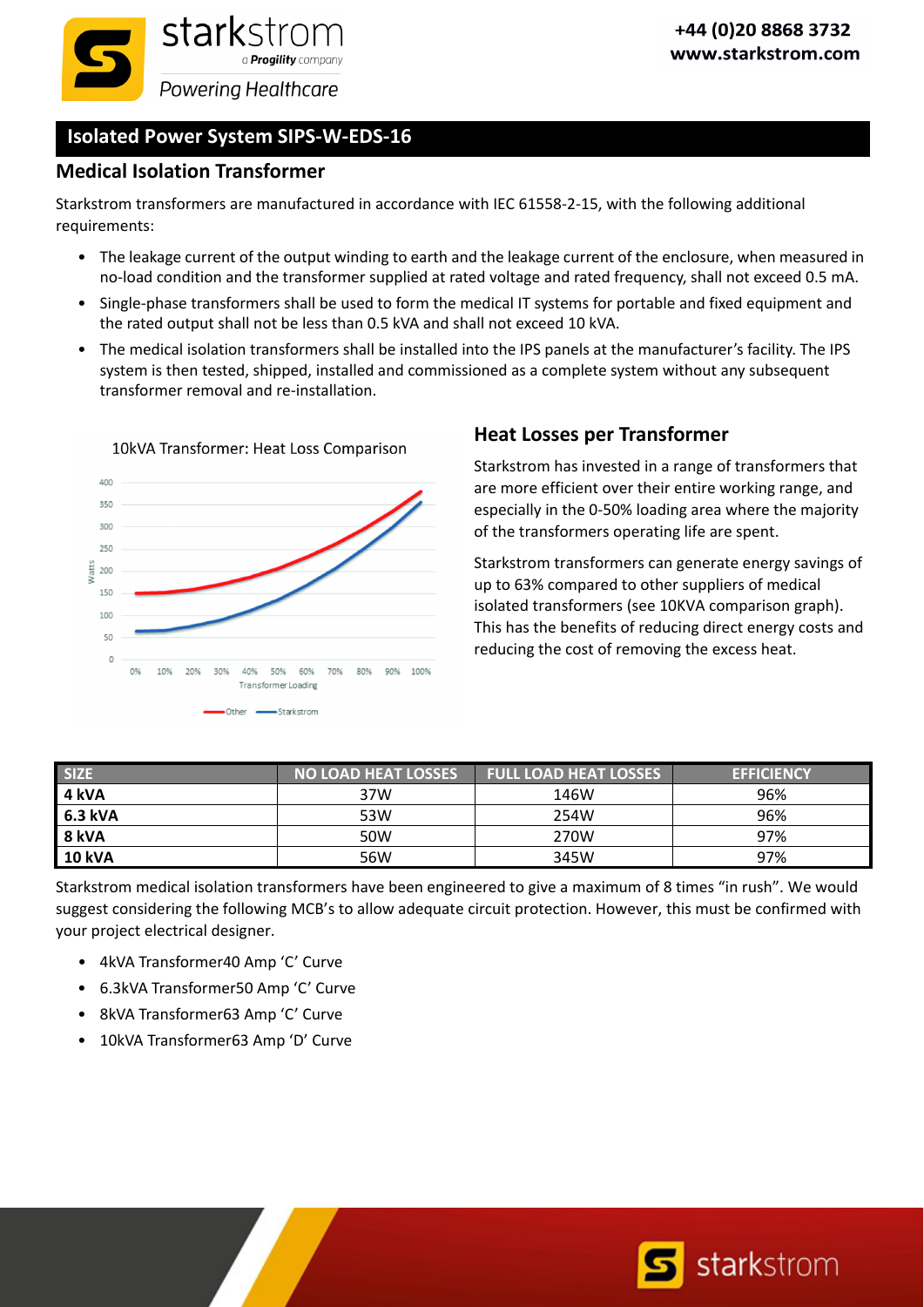## Isolated Power System SIPS-W-EDS-16

### Medical Isolation Transformer

Starkstrom transformers are manufactured in accordance with IEC 61558-2-15, with the following additional requirements:

- The leakage current of the output winding to earth and the leakage current of the enclosure, when measured in no-load condition and the transformer supplied at rated voltage and rated frequency, shall not exceed 0.5 mA.
- Single-phase transformers shall be used to form the medical IT systems for portable and fixed equipment and the rated output shall not be less than 0.5 kVA and shall not exceed 10 kVA.
- The medical isolation transformers shall be installed into the IPS panels at the manufacturer's facility. The IPS system is then tested, shipped, installed and commissioned as a complete system without any subsequent transformer removal and re-installation.

10kVA Transformer: Heat Loss Comparison

### Heat Losses per Transformer

Starkstrom has invested in a range of transformers that are more efficient over their entire working range, and especially in the 0-50% loading area where the majority of the transformers operating life are spent.

Starkstrom transformers can generate energy savings of up to 63% compared to other suppliers of medical isolated transformers (see 10KVA comparison graph). This has the benefits of reducing direct energy costs and reducing the cost of removing the excess heat.

| SIZE | NO LOAD HEAT LOSSES | FULL LOAD HEAT LOSSES | EFFICIENCY |
|---|---|---|---|
| **4 kVA** | 37W | 146W | 96% |
| **6.3 kVA** | 53W | 254W | 96% |
| **8 kVA** | 50W | 270W | 97% |
| **10 kVA** | 56W | 345W | 97% |

Starkstrom medical isolation transformers have been engineered to give a maximum of 8 times "in rush". We would suggest considering the following MCB's to allow adequate circuit protection. However, this must be confirmed with your project electrical designer.

- 4kVA Transformer40 Amp 'C' Curve
- 6.3kVA Transformer50 Amp 'C' Curve
- 8kVA Transformer63 Amp 'C' Curve
- 10kVA Transformer63 Amp 'D' Curve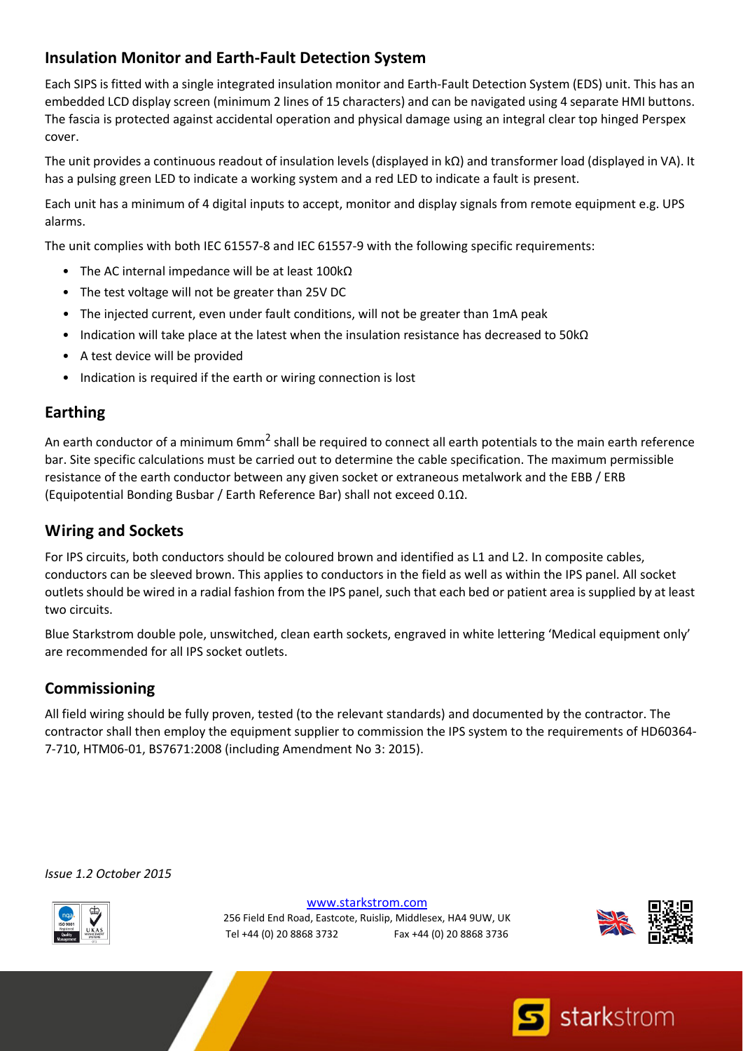## Insulation Monitor and Earth-Fault Detection System

Each SIPS is fitted with a single integrated insulation monitor and Earth-Fault Detection System (EDS) unit. This has an embedded LCD display screen (minimum 2 lines of 15 characters) and can be navigated using 4 separate HMI buttons. The fascia is protected against accidental operation and physical damage using an integral clear top hinged Perspex cover.

The unit provides a continuous readout of insulation levels (displayed in kΩ) and transformer load (displayed in VA). It has a pulsing green LED to indicate a working system and a red LED to indicate a fault is present.

Each unit has a minimum of 4 digital inputs to accept, monitor and display signals from remote equipment e.g. UPS alarms.

The unit complies with both IEC 61557-8 and IEC 61557-9 with the following specific requirements:

- The AC internal impedance will be at least 100kΩ
- The test voltage will not be greater than 25V DC
- The injected current, even under fault conditions, will not be greater than 1mA peak
- Indication will take place at the latest when the insulation resistance has decreased to 50kΩ
- A test device will be provided
- Indication is required if the earth or wiring connection is lost

## Earthing

An earth conductor of a minimum $6mm^2$ shall be required to connect all earth potentials to the main earth reference bar. Site specific calculations must be carried out to determine the cable specification. The maximum permissible resistance of the earth conductor between any given socket or extraneous metalwork and the EBB / ERB (Equipotential Bonding Busbar / Earth Reference Bar) shall not exceed 0.1Ω.

## Wiring and Sockets

For IPS circuits, both conductors should be coloured brown and identified as L1 and L2. In composite cables, conductors can be sleeved brown. This applies to conductors in the field as well as within the IPS panel. All socket outlets should be wired in a radial fashion from the IPS panel, such that each bed or patient area is supplied by at least two circuits.

Blue Starkstrom double pole, unswitched, clean earth sockets, engraved in white lettering 'Medical equipment only' are recommended for all IPS socket outlets.

## Commissioning

All field wiring should be fully proven, tested (to the relevant standards) and documented by the contractor. The contractor shall then employ the equipment supplier to commission the IPS system to the requirements of HD60364-7-710, HTM06-01, BS7671:2008 (including Amendment No 3: 2015).

*Issue 1.2 October 2015*

www.starkstrom.com
256 Field End Road, Eastcote, Ruislip, Middlesex, HA4 9UW, UK
Tel +44 (0) 20 8868 3732 Fax +44 (0) 20 8868 3736